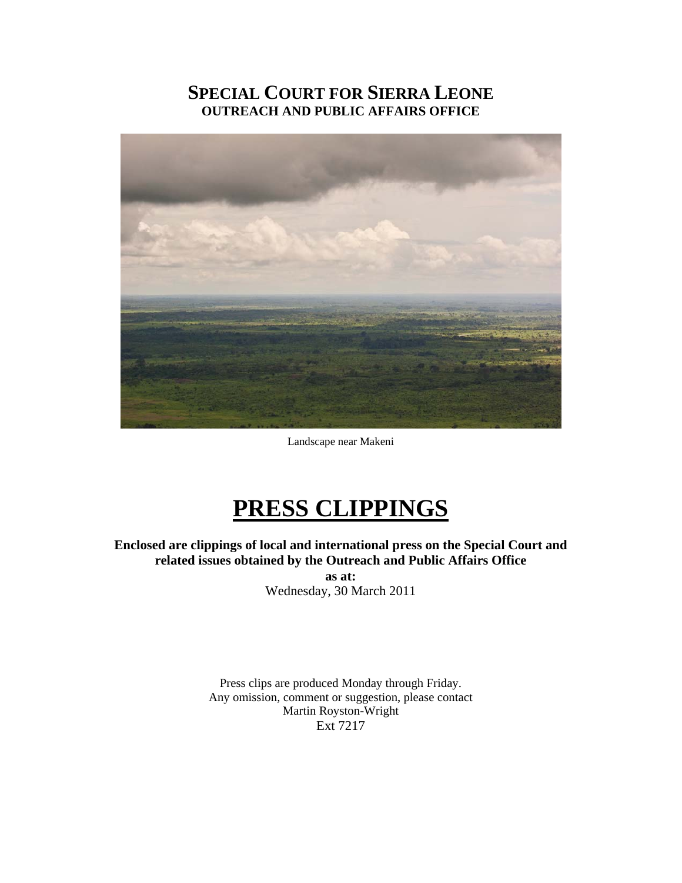# SPECIAL COURT FOR SIERRA LEONE
## OUTREACH AND PUBLIC AFFAIRS OFFICE

Landscape near Makeni

# PRESS CLIPPINGS

**Enclosed are clippings of local and international press on the Special Court and related issues obtained by the Outreach and Public Affairs Office**

**as at:**

Wednesday, 30 March 2011

Press clips are produced Monday through Friday.
Any omission, comment or suggestion, please contact
Martin Royston-Wright
Ext 7217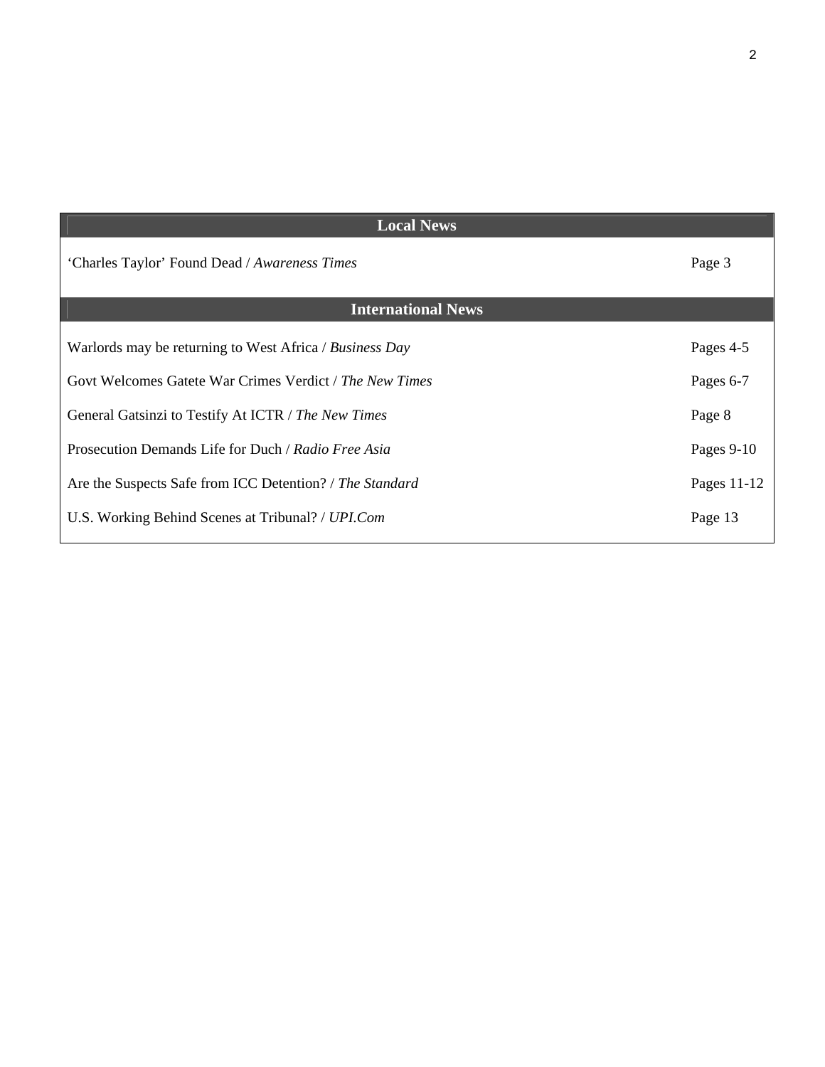| Local News | |
| --- | --- |
| ‘Charles Taylor’ Found Dead / *Awareness Times* | Page 3 |
| **International News** | |
| Warlords may be returning to West Africa / *Business Day* | Pages 4-5 |
| Govt Welcomes Gatete War Crimes Verdict / *The New Times* | Pages 6-7 |
| General Gatsinzi to Testify At ICTR / *The New Times* | Page 8 |
| Prosecution Demands Life for Duch / *Radio Free Asia* | Pages 9-10 |
| Are the Suspects Safe from ICC Detention? / *The Standard* | Pages 11-12 |
| U.S. Working Behind Scenes at Tribunal? / *UPI.Com* | Page 13 |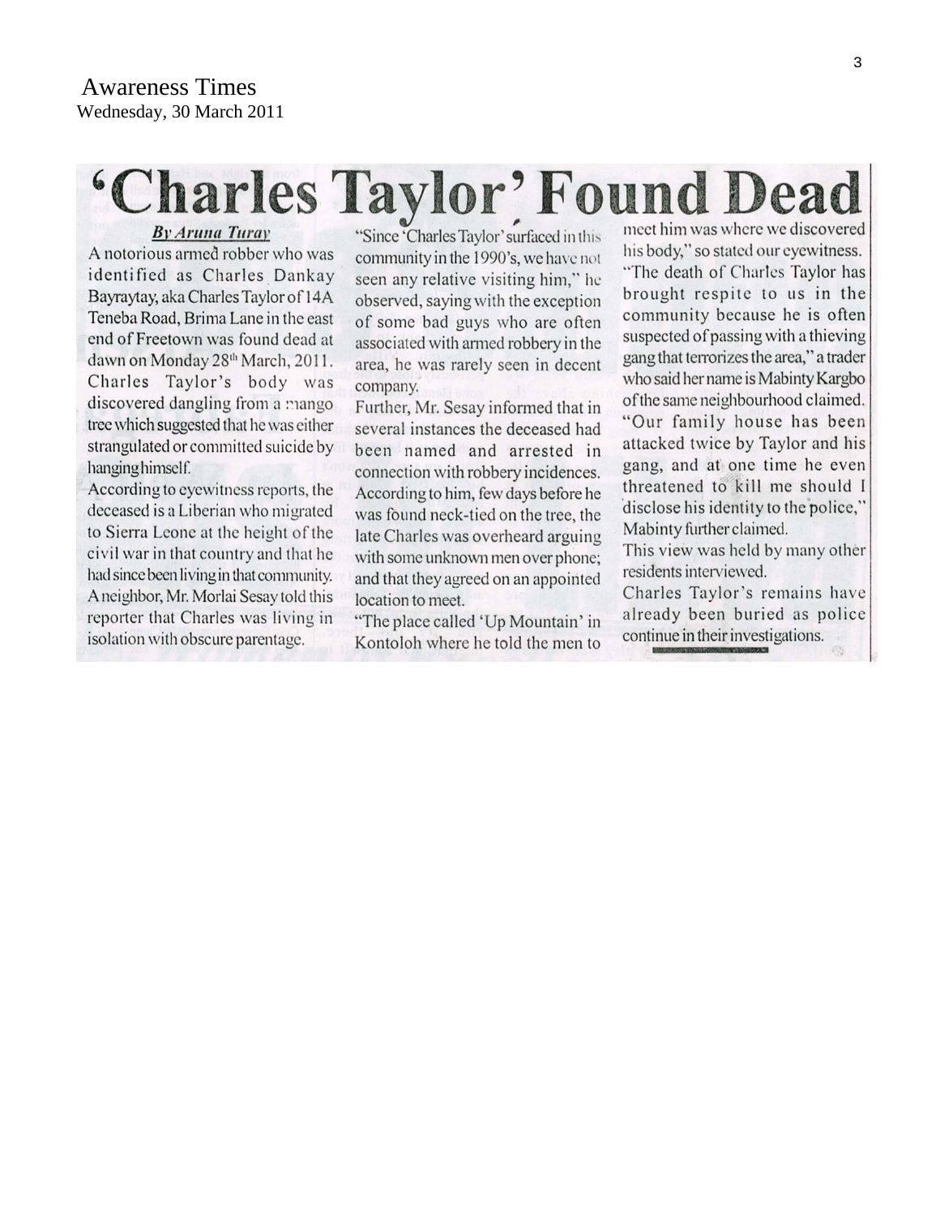Awareness Times
Wednesday, 30 March 2011

# 'Charles Taylor' Found Dead

***By Aruna Turay***

A notorious armed robber who was identified as Charles Dankay Bayraytay, aka Charles Taylor of 14A Teneba Road, Brima Lane in the east end of Freetown was found dead at dawn on Monday 28th March, 2011. Charles Taylor's body was discovered dangling from a mango tree which suggested that he was either strangulated or committed suicide by hanging himself.

According to eyewitness reports, the deceased is a Liberian who migrated to Sierra Leone at the height of the civil war in that country and that he had since been living in that community. A neighbor, Mr. Morlai Sesay told this reporter that Charles was living in isolation with obscure parentage.

"Since 'Charles Taylor' surfaced in this community in the 1990's, we have not seen any relative visiting him," he observed, saying with the exception of some bad guys who are often associated with armed robbery in the area, he was rarely seen in decent company.

Further, Mr. Sesay informed that in several instances the deceased had been named and arrested in connection with robbery incidences. According to him, few days before he was found neck-tied on the tree, the late Charles was overheard arguing with some unknown men over phone; and that they agreed on an appointed location to meet.

"The place called 'Up Mountain' in Kontoloh where he told the men to meet him was where we discovered his body," so stated our eyewitness.

"The death of Charles Taylor has brought respite to us in the community because he is often suspected of passing with a thieving gang that terrorizes the area," a trader who said her name is Mabinty Kargbo of the same neighbourhood claimed. "Our family house has been attacked twice by Taylor and his gang, and at one time he even threatened to kill me should I disclose his identity to the police," Mabinty further claimed.

This view was held by many other residents interviewed.

Charles Taylor's remains have already been buried as police continue in their investigations.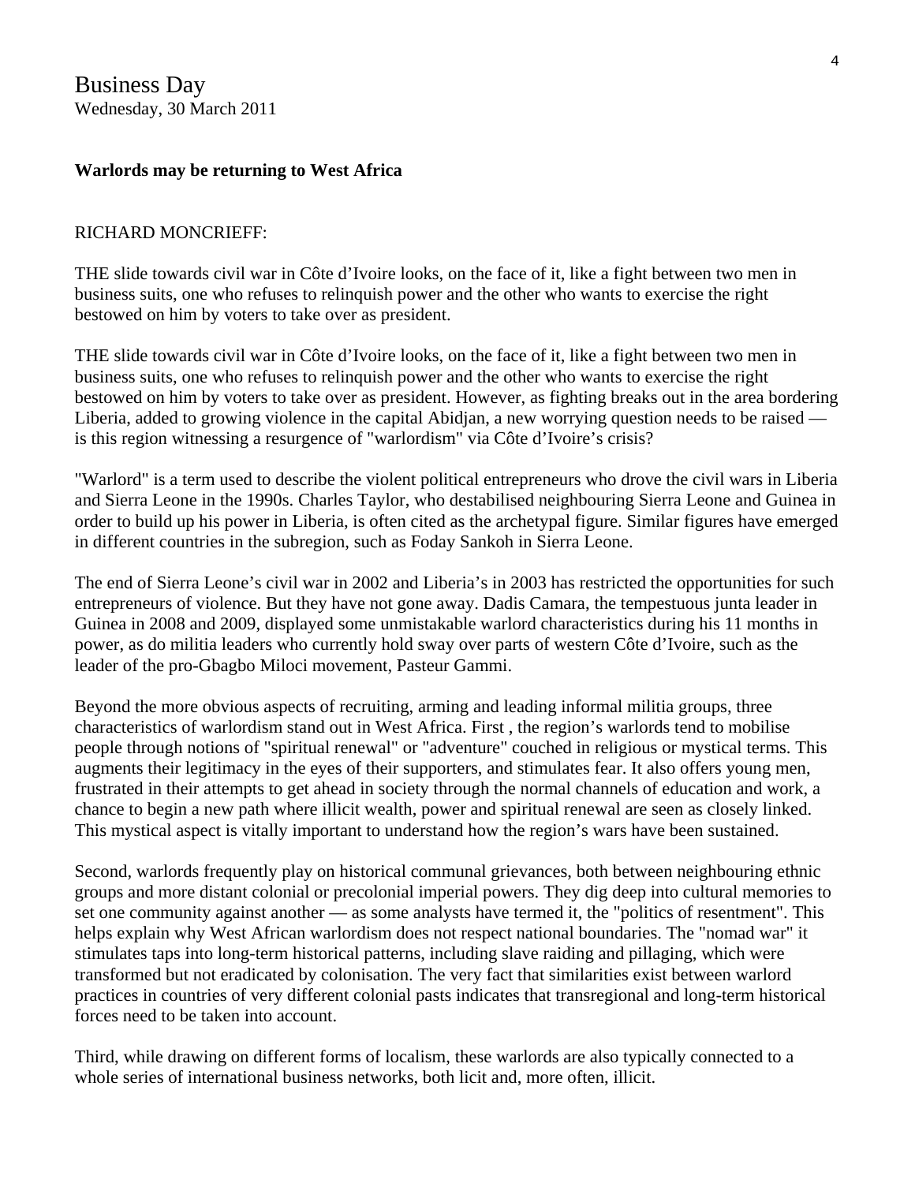Business Day
Wednesday, 30 March 2011

**Warlords may be returning to West Africa**

RICHARD MONCRIEFF:

THE slide towards civil war in Côte d'Ivoire looks, on the face of it, like a fight between two men in business suits, one who refuses to relinquish power and the other who wants to exercise the right bestowed on him by voters to take over as president.

THE slide towards civil war in Côte d'Ivoire looks, on the face of it, like a fight between two men in business suits, one who refuses to relinquish power and the other who wants to exercise the right bestowed on him by voters to take over as president. However, as fighting breaks out in the area bordering Liberia, added to growing violence in the capital Abidjan, a new worrying question needs to be raised — is this region witnessing a resurgence of "warlordism" via Côte d'Ivoire's crisis?

"Warlord" is a term used to describe the violent political entrepreneurs who drove the civil wars in Liberia and Sierra Leone in the 1990s. Charles Taylor, who destabilised neighbouring Sierra Leone and Guinea in order to build up his power in Liberia, is often cited as the archetypal figure. Similar figures have emerged in different countries in the subregion, such as Foday Sankoh in Sierra Leone.

The end of Sierra Leone's civil war in 2002 and Liberia's in 2003 has restricted the opportunities for such entrepreneurs of violence. But they have not gone away. Dadis Camara, the tempestuous junta leader in Guinea in 2008 and 2009, displayed some unmistakable warlord characteristics during his 11 months in power, as do militia leaders who currently hold sway over parts of western Côte d'Ivoire, such as the leader of the pro-Gbagbo Miloci movement, Pasteur Gammi.

Beyond the more obvious aspects of recruiting, arming and leading informal militia groups, three characteristics of warlordism stand out in West Africa. First , the region's warlords tend to mobilise people through notions of "spiritual renewal" or "adventure" couched in religious or mystical terms. This augments their legitimacy in the eyes of their supporters, and stimulates fear. It also offers young men, frustrated in their attempts to get ahead in society through the normal channels of education and work, a chance to begin a new path where illicit wealth, power and spiritual renewal are seen as closely linked. This mystical aspect is vitally important to understand how the region's wars have been sustained.

Second, warlords frequently play on historical communal grievances, both between neighbouring ethnic groups and more distant colonial or precolonial imperial powers. They dig deep into cultural memories to set one community against another — as some analysts have termed it, the "politics of resentment". This helps explain why West African warlordism does not respect national boundaries. The "nomad war" it stimulates taps into long-term historical patterns, including slave raiding and pillaging, which were transformed but not eradicated by colonisation. The very fact that similarities exist between warlord practices in countries of very different colonial pasts indicates that transregional and long-term historical forces need to be taken into account.

Third, while drawing on different forms of localism, these warlords are also typically connected to a whole series of international business networks, both licit and, more often, illicit.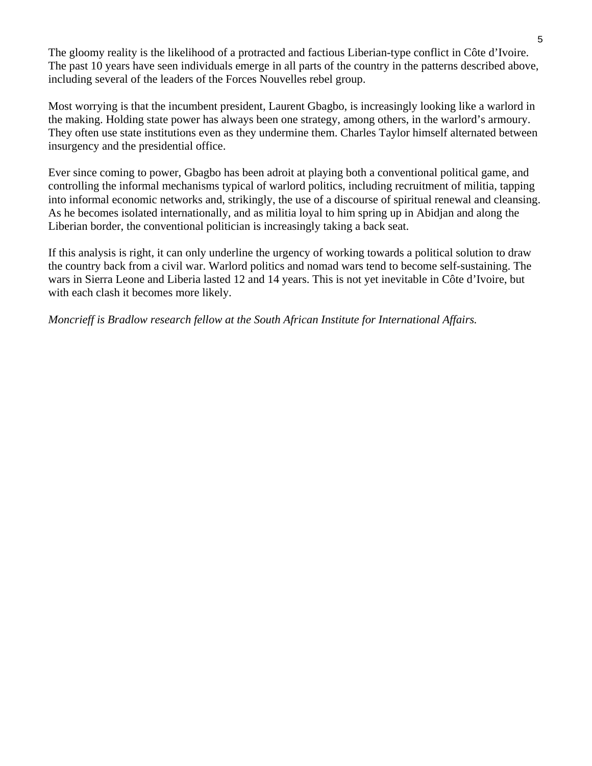The gloomy reality is the likelihood of a protracted and factious Liberian-type conflict in Côte d'Ivoire. The past 10 years have seen individuals emerge in all parts of the country in the patterns described above, including several of the leaders of the Forces Nouvelles rebel group.

Most worrying is that the incumbent president, Laurent Gbagbo, is increasingly looking like a warlord in the making. Holding state power has always been one strategy, among others, in the warlord's armoury. They often use state institutions even as they undermine them. Charles Taylor himself alternated between insurgency and the presidential office.

Ever since coming to power, Gbagbo has been adroit at playing both a conventional political game, and controlling the informal mechanisms typical of warlord politics, including recruitment of militia, tapping into informal economic networks and, strikingly, the use of a discourse of spiritual renewal and cleansing. As he becomes isolated internationally, and as militia loyal to him spring up in Abidjan and along the Liberian border, the conventional politician is increasingly taking a back seat.

If this analysis is right, it can only underline the urgency of working towards a political solution to draw the country back from a civil war. Warlord politics and nomad wars tend to become self-sustaining. The wars in Sierra Leone and Liberia lasted 12 and 14 years. This is not yet inevitable in Côte d'Ivoire, but with each clash it becomes more likely.

*Moncrieff is Bradlow research fellow at the South African Institute for International Affairs.*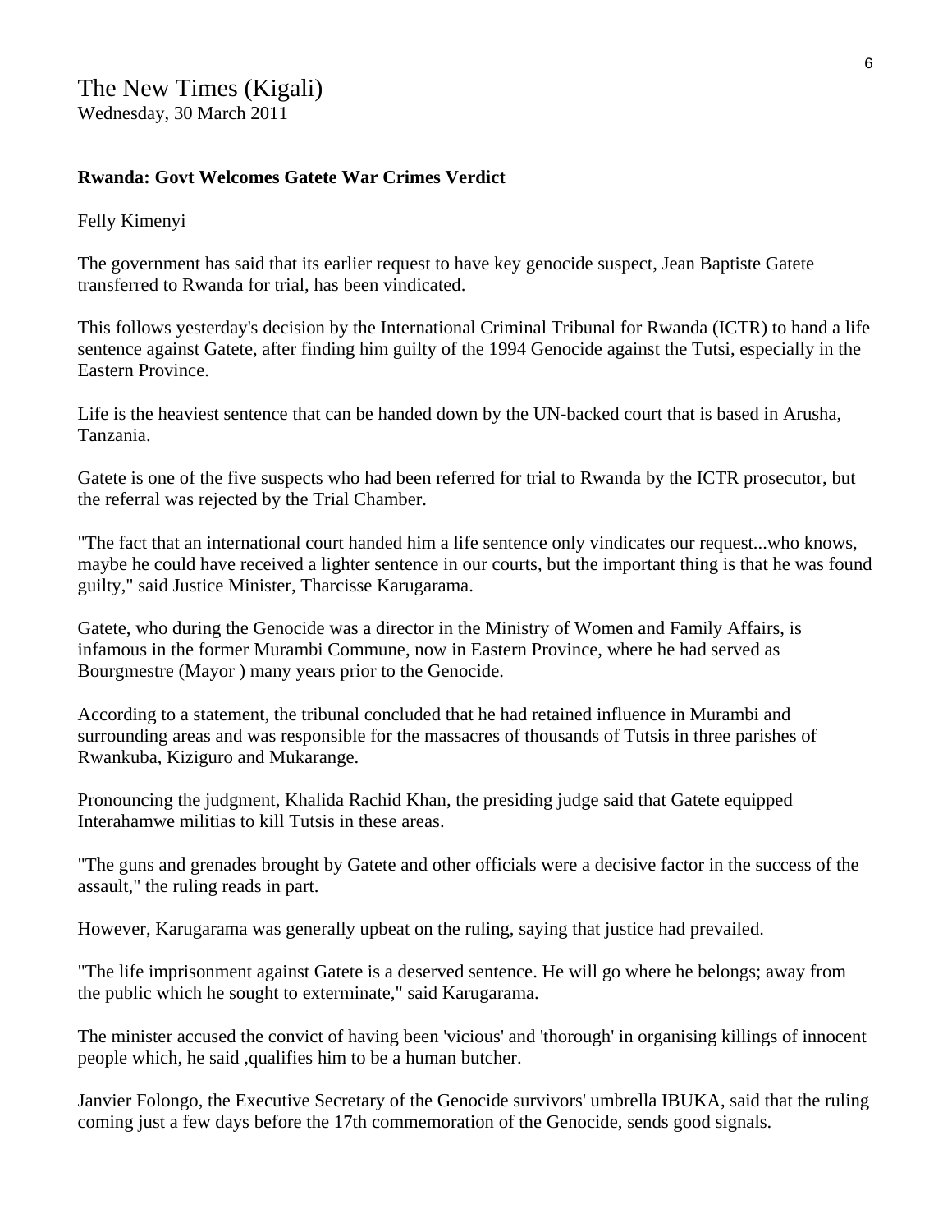The New Times (Kigali)
Wednesday, 30 March 2011

**Rwanda: Govt Welcomes Gatete War Crimes Verdict**

Felly Kimenyi

The government has said that its earlier request to have key genocide suspect, Jean Baptiste Gatete transferred to Rwanda for trial, has been vindicated.

This follows yesterday's decision by the International Criminal Tribunal for Rwanda (ICTR) to hand a life sentence against Gatete, after finding him guilty of the 1994 Genocide against the Tutsi, especially in the Eastern Province.

Life is the heaviest sentence that can be handed down by the UN-backed court that is based in Arusha, Tanzania.

Gatete is one of the five suspects who had been referred for trial to Rwanda by the ICTR prosecutor, but the referral was rejected by the Trial Chamber.

"The fact that an international court handed him a life sentence only vindicates our request...who knows, maybe he could have received a lighter sentence in our courts, but the important thing is that he was found guilty," said Justice Minister, Tharcisse Karugarama.

Gatete, who during the Genocide was a director in the Ministry of Women and Family Affairs, is infamous in the former Murambi Commune, now in Eastern Province, where he had served as Bourgmestre (Mayor ) many years prior to the Genocide.

According to a statement, the tribunal concluded that he had retained influence in Murambi and surrounding areas and was responsible for the massacres of thousands of Tutsis in three parishes of Rwankuba, Kiziguro and Mukarange.

Pronouncing the judgment, Khalida Rachid Khan, the presiding judge said that Gatete equipped Interahamwe militias to kill Tutsis in these areas.

"The guns and grenades brought by Gatete and other officials were a decisive factor in the success of the assault," the ruling reads in part.

However, Karugarama was generally upbeat on the ruling, saying that justice had prevailed.

"The life imprisonment against Gatete is a deserved sentence. He will go where he belongs; away from the public which he sought to exterminate," said Karugarama.

The minister accused the convict of having been 'vicious' and 'thorough' in organising killings of innocent people which, he said ,qualifies him to be a human butcher.

Janvier Folongo, the Executive Secretary of the Genocide survivors' umbrella IBUKA, said that the ruling coming just a few days before the 17th commemoration of the Genocide, sends good signals.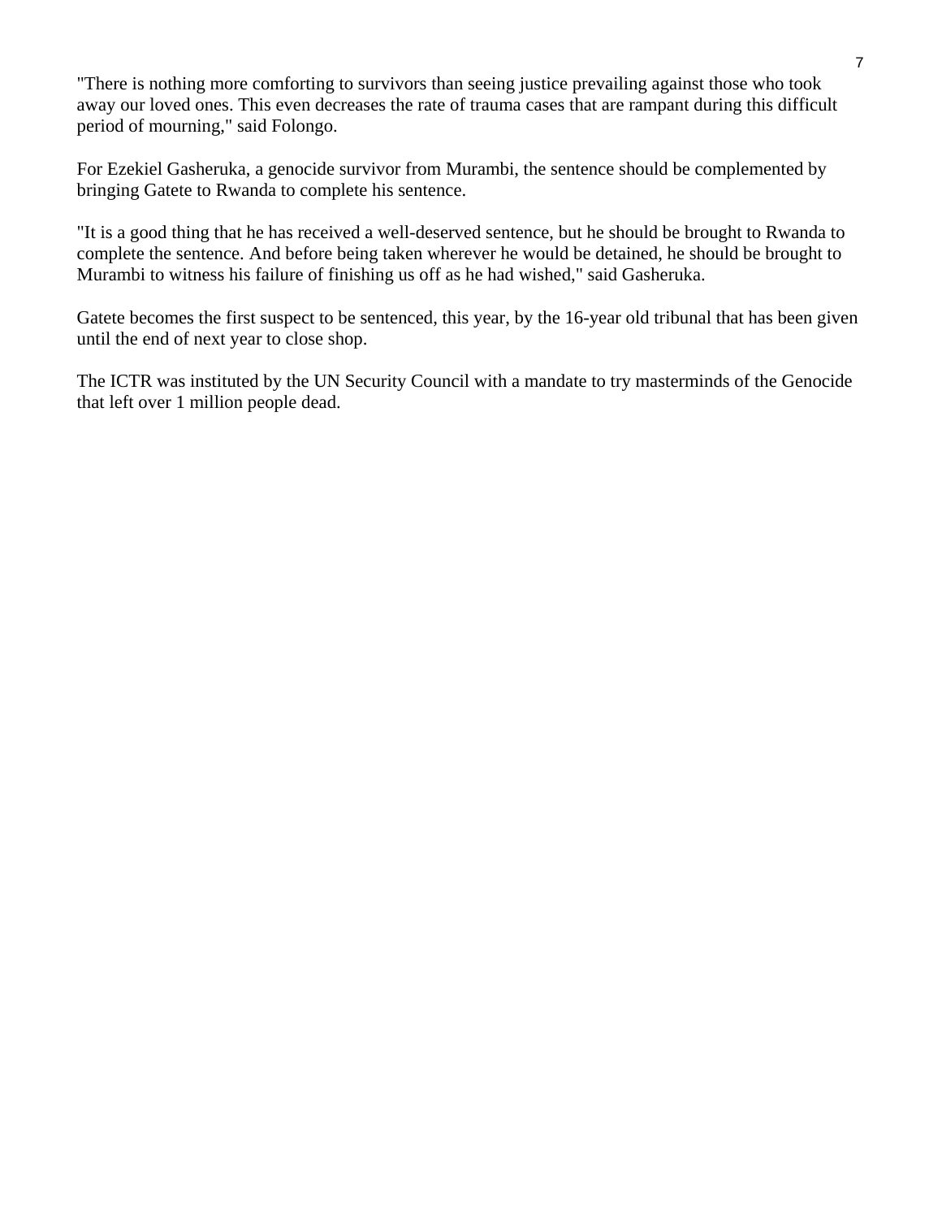"There is nothing more comforting to survivors than seeing justice prevailing against those who took away our loved ones. This even decreases the rate of trauma cases that are rampant during this difficult period of mourning," said Folongo.

For Ezekiel Gasheruka, a genocide survivor from Murambi, the sentence should be complemented by bringing Gatete to Rwanda to complete his sentence.

"It is a good thing that he has received a well-deserved sentence, but he should be brought to Rwanda to complete the sentence. And before being taken wherever he would be detained, he should be brought to Murambi to witness his failure of finishing us off as he had wished," said Gasheruka.

Gatete becomes the first suspect to be sentenced, this year, by the 16-year old tribunal that has been given until the end of next year to close shop.

The ICTR was instituted by the UN Security Council with a mandate to try masterminds of the Genocide that left over 1 million people dead.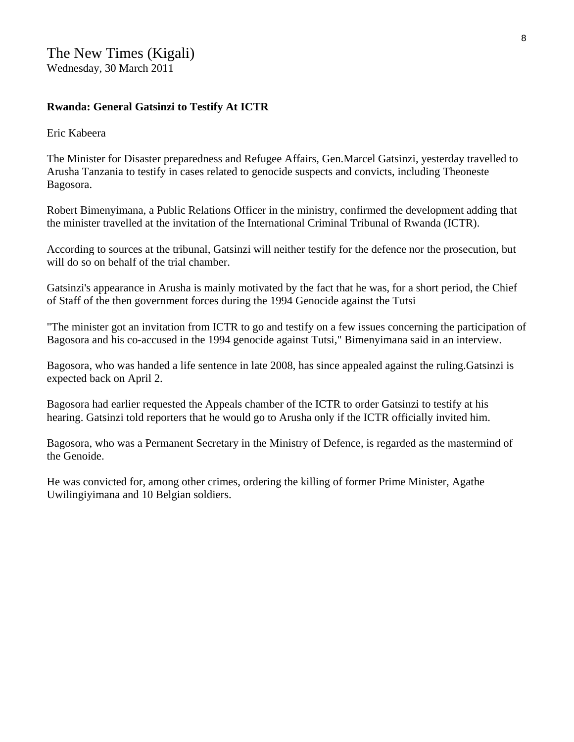The New Times (Kigali)
Wednesday, 30 March 2011

**Rwanda: General Gatsinzi to Testify At ICTR**

Eric Kabeera

The Minister for Disaster preparedness and Refugee Affairs, Gen.Marcel Gatsinzi, yesterday travelled to Arusha Tanzania to testify in cases related to genocide suspects and convicts, including Theoneste Bagosora.

Robert Bimenyimana, a Public Relations Officer in the ministry, confirmed the development adding that the minister travelled at the invitation of the International Criminal Tribunal of Rwanda (ICTR).

According to sources at the tribunal, Gatsinzi will neither testify for the defence nor the prosecution, but will do so on behalf of the trial chamber.

Gatsinzi's appearance in Arusha is mainly motivated by the fact that he was, for a short period, the Chief of Staff of the then government forces during the 1994 Genocide against the Tutsi

"The minister got an invitation from ICTR to go and testify on a few issues concerning the participation of Bagosora and his co-accused in the 1994 genocide against Tutsi," Bimenyimana said in an interview.

Bagosora, who was handed a life sentence in late 2008, has since appealed against the ruling.Gatsinzi is expected back on April 2.

Bagosora had earlier requested the Appeals chamber of the ICTR to order Gatsinzi to testify at his hearing. Gatsinzi told reporters that he would go to Arusha only if the ICTR officially invited him.

Bagosora, who was a Permanent Secretary in the Ministry of Defence, is regarded as the mastermind of the Genoide.

He was convicted for, among other crimes, ordering the killing of former Prime Minister, Agathe Uwilingiyimana and 10 Belgian soldiers.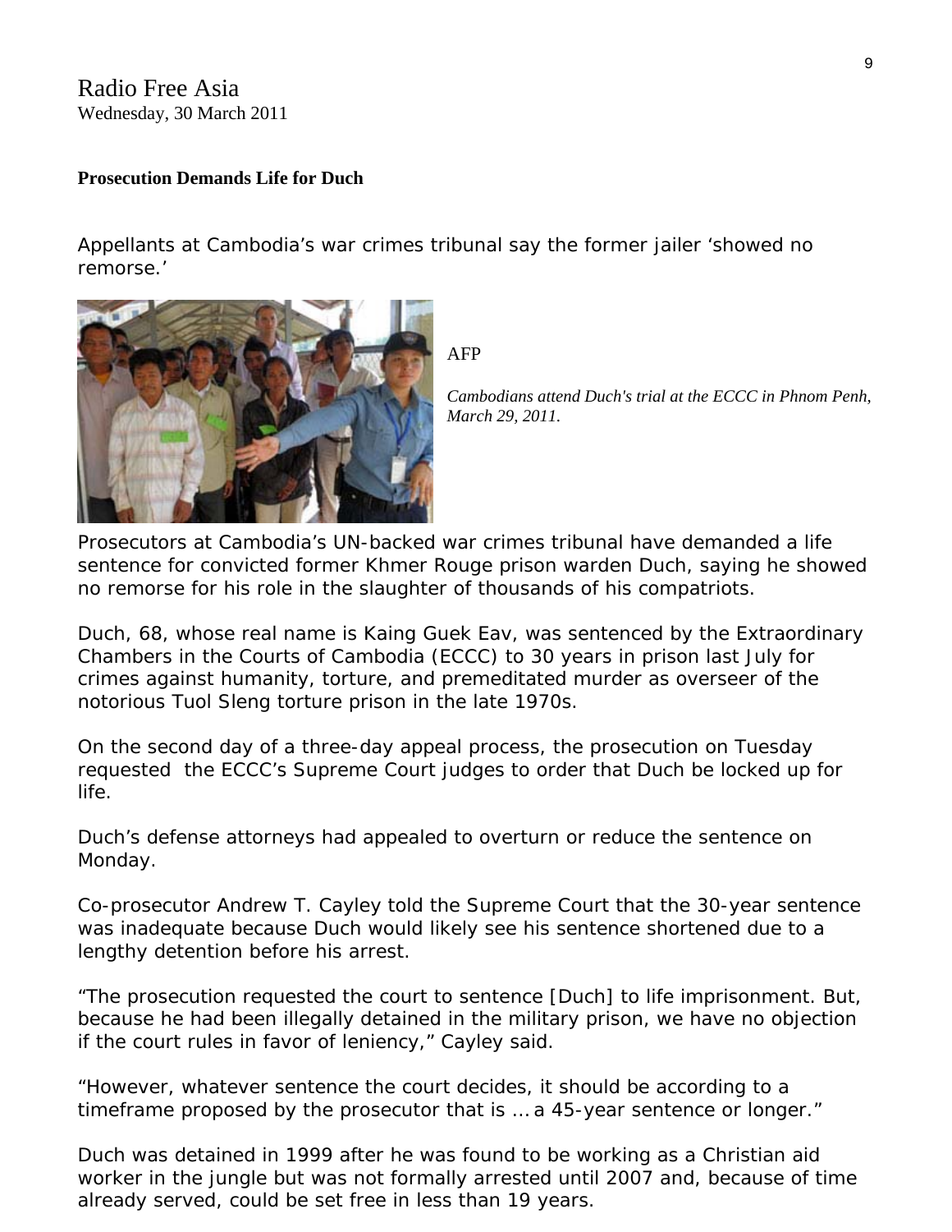Radio Free Asia
Wednesday, 30 March 2011

**Prosecution Demands Life for Duch**

Appellants at Cambodia's war crimes tribunal say the former jailer 'showed no remorse.'

AFP

*Cambodians attend Duch's trial at the ECCC in Phnom Penh, March 29, 2011.*

Prosecutors at Cambodia's UN-backed war crimes tribunal have demanded a life sentence for convicted former Khmer Rouge prison warden Duch, saying he showed no remorse for his role in the slaughter of thousands of his compatriots.

Duch, 68, whose real name is Kaing Guek Eav, was sentenced by the Extraordinary Chambers in the Courts of Cambodia (ECCC) to 30 years in prison last July for crimes against humanity, torture, and premeditated murder as overseer of the notorious Tuol Sleng torture prison in the late 1970s.

On the second day of a three-day appeal process, the prosecution on Tuesday requested the ECCC's Supreme Court judges to order that Duch be locked up for life.

Duch's defense attorneys had appealed to overturn or reduce the sentence on Monday.

Co-prosecutor Andrew T. Cayley told the Supreme Court that the 30-year sentence was inadequate because Duch would likely see his sentence shortened due to a lengthy detention before his arrest.

"The prosecution requested the court to sentence [Duch] to life imprisonment. But, because he had been illegally detained in the military prison, we have no objection if the court rules in favor of leniency," Cayley said.

"However, whatever sentence the court decides, it should be according to a timeframe proposed by the prosecutor that is ... a 45-year sentence or longer."

Duch was detained in 1999 after he was found to be working as a Christian aid worker in the jungle but was not formally arrested until 2007 and, because of time already served, could be set free in less than 19 years.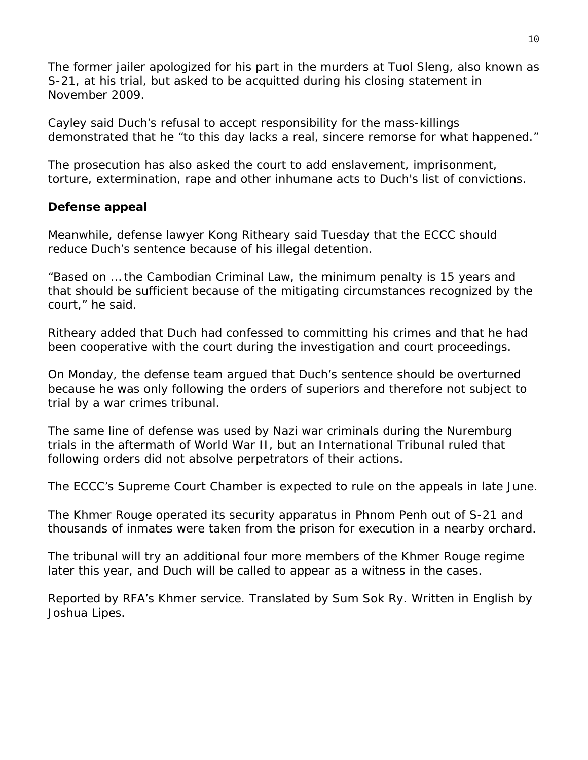The former jailer apologized for his part in the murders at Tuol Sleng, also known as S-21, at his trial, but asked to be acquitted during his closing statement in November 2009.

Cayley said Duch's refusal to accept responsibility for the mass-killings demonstrated that he "to this day lacks a real, sincere remorse for what happened."

The prosecution has also asked the court to add enslavement, imprisonment, torture, extermination, rape and other inhumane acts to Duch's list of convictions.

**Defense appeal**

Meanwhile, defense lawyer Kong Ritheary said Tuesday that the ECCC should reduce Duch's sentence because of his illegal detention.

"Based on … the Cambodian Criminal Law, the minimum penalty is 15 years and that should be sufficient because of the mitigating circumstances recognized by the court," he said.

Ritheary added that Duch had confessed to committing his crimes and that he had been cooperative with the court during the investigation and court proceedings.

On Monday, the defense team argued that Duch's sentence should be overturned because he was only following the orders of superiors and therefore not subject to trial by a war crimes tribunal.

The same line of defense was used by Nazi war criminals during the Nuremburg trials in the aftermath of World War II, but an International Tribunal ruled that following orders did not absolve perpetrators of their actions.

The ECCC's Supreme Court Chamber is expected to rule on the appeals in late June.

The Khmer Rouge operated its security apparatus in Phnom Penh out of S-21 and thousands of inmates were taken from the prison for execution in a nearby orchard.

The tribunal will try an additional four more members of the Khmer Rouge regime later this year, and Duch will be called to appear as a witness in the cases.

Reported by RFA's Khmer service. Translated by Sum Sok Ry. Written in English by Joshua Lipes.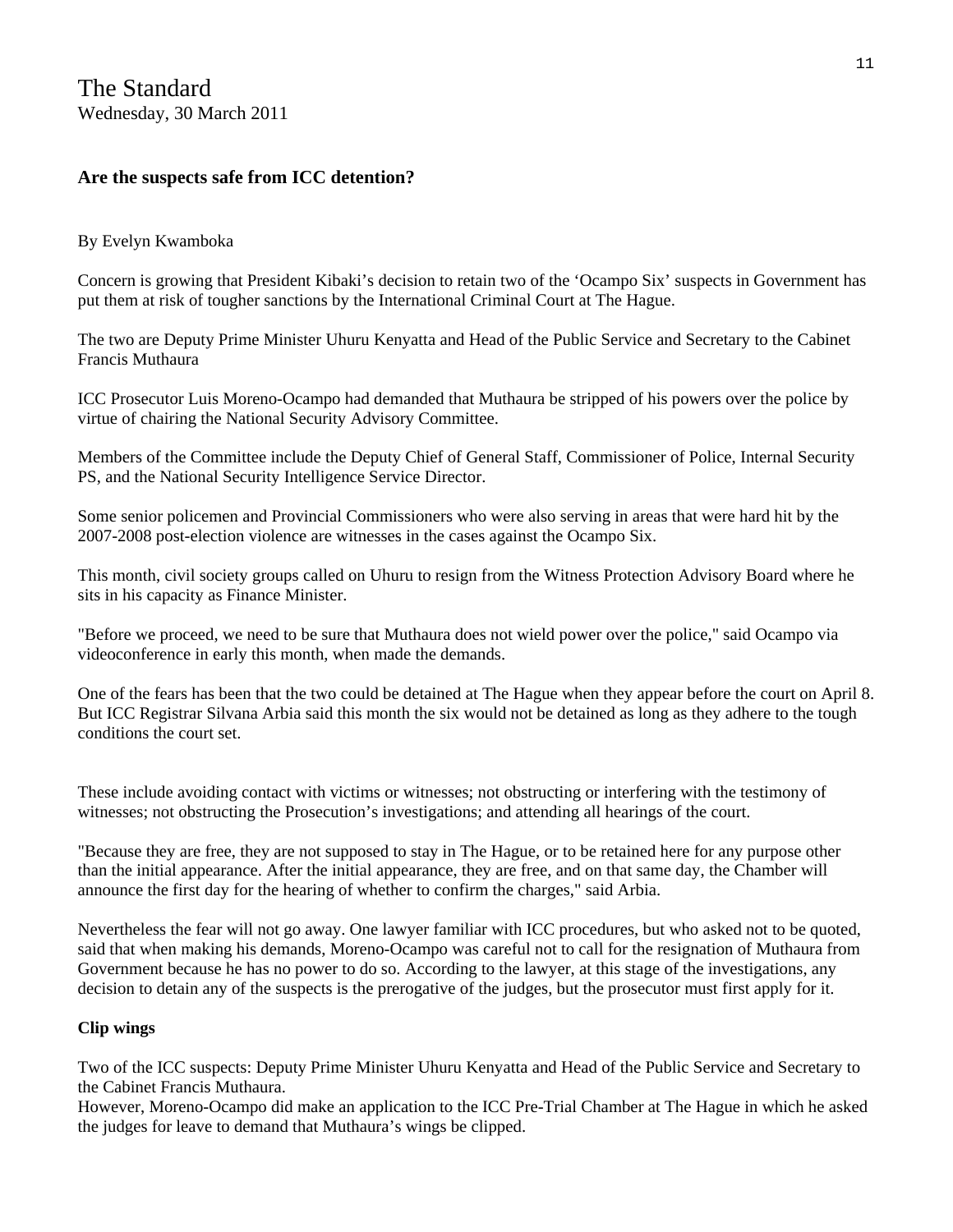The Standard
Wednesday, 30 March 2011

**Are the suspects safe from ICC detention?**

By Evelyn Kwamboka

Concern is growing that President Kibaki's decision to retain two of the 'Ocampo Six' suspects in Government has put them at risk of tougher sanctions by the International Criminal Court at The Hague.

The two are Deputy Prime Minister Uhuru Kenyatta and Head of the Public Service and Secretary to the Cabinet Francis Muthaura

ICC Prosecutor Luis Moreno-Ocampo had demanded that Muthaura be stripped of his powers over the police by virtue of chairing the National Security Advisory Committee.

Members of the Committee include the Deputy Chief of General Staff, Commissioner of Police, Internal Security PS, and the National Security Intelligence Service Director.

Some senior policemen and Provincial Commissioners who were also serving in areas that were hard hit by the 2007-2008 post-election violence are witnesses in the cases against the Ocampo Six.

This month, civil society groups called on Uhuru to resign from the Witness Protection Advisory Board where he sits in his capacity as Finance Minister.

"Before we proceed, we need to be sure that Muthaura does not wield power over the police," said Ocampo via videoconference in early this month, when made the demands.

One of the fears has been that the two could be detained at The Hague when they appear before the court on April 8. But ICC Registrar Silvana Arbia said this month the six would not be detained as long as they adhere to the tough conditions the court set.

These include avoiding contact with victims or witnesses; not obstructing or interfering with the testimony of witnesses; not obstructing the Prosecution's investigations; and attending all hearings of the court.

"Because they are free, they are not supposed to stay in The Hague, or to be retained here for any purpose other than the initial appearance. After the initial appearance, they are free, and on that same day, the Chamber will announce the first day for the hearing of whether to confirm the charges," said Arbia.

Nevertheless the fear will not go away. One lawyer familiar with ICC procedures, but who asked not to be quoted, said that when making his demands, Moreno-Ocampo was careful not to call for the resignation of Muthaura from Government because he has no power to do so. According to the lawyer, at this stage of the investigations, any decision to detain any of the suspects is the prerogative of the judges, but the prosecutor must first apply for it.

**Clip wings**

Two of the ICC suspects: Deputy Prime Minister Uhuru Kenyatta and Head of the Public Service and Secretary to the Cabinet Francis Muthaura.
However, Moreno-Ocampo did make an application to the ICC Pre-Trial Chamber at The Hague in which he asked the judges for leave to demand that Muthaura's wings be clipped.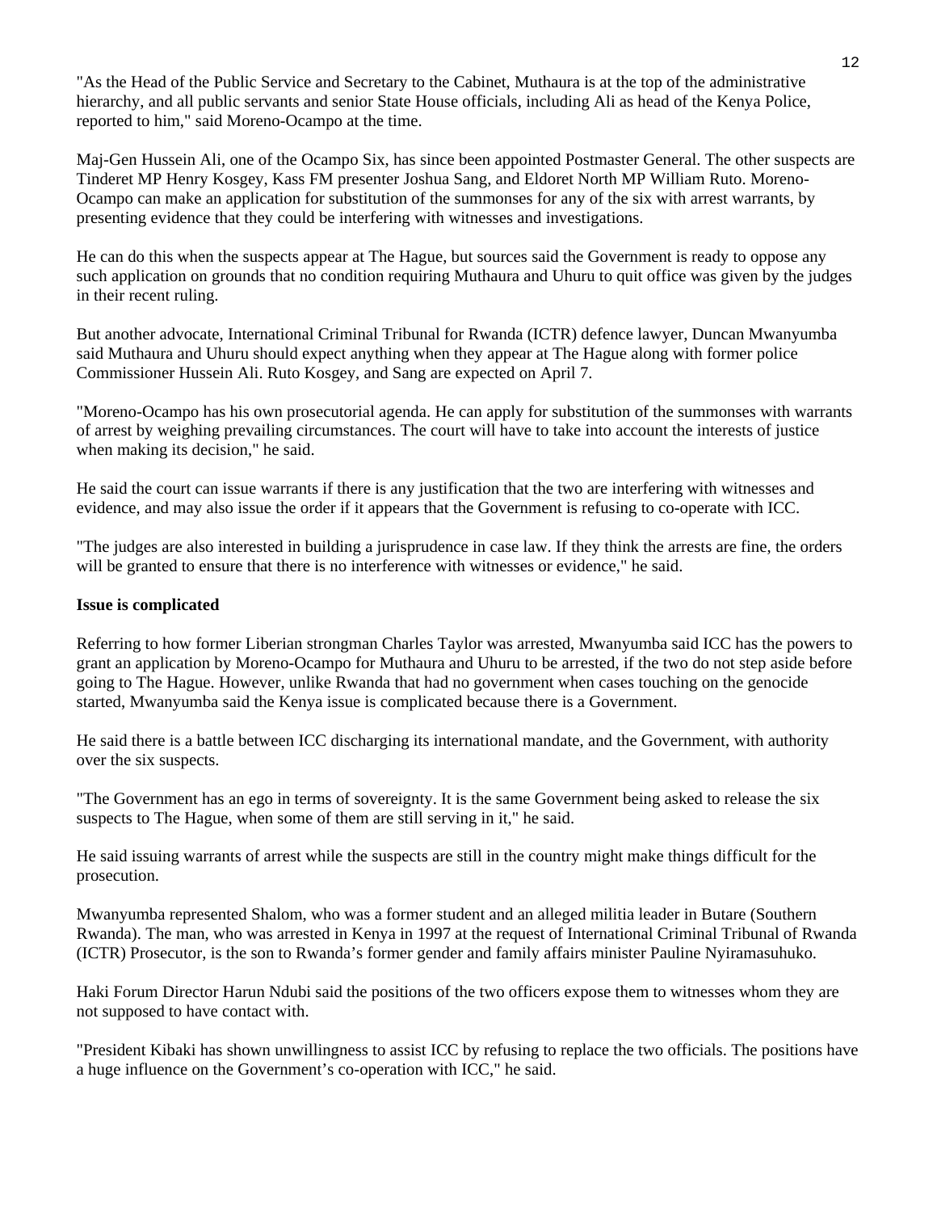"As the Head of the Public Service and Secretary to the Cabinet, Muthaura is at the top of the administrative hierarchy, and all public servants and senior State House officials, including Ali as head of the Kenya Police, reported to him," said Moreno-Ocampo at the time.

Maj-Gen Hussein Ali, one of the Ocampo Six, has since been appointed Postmaster General. The other suspects are Tinderet MP Henry Kosgey, Kass FM presenter Joshua Sang, and Eldoret North MP William Ruto. Moreno-Ocampo can make an application for substitution of the summonses for any of the six with arrest warrants, by presenting evidence that they could be interfering with witnesses and investigations.

He can do this when the suspects appear at The Hague, but sources said the Government is ready to oppose any such application on grounds that no condition requiring Muthaura and Uhuru to quit office was given by the judges in their recent ruling.

But another advocate, International Criminal Tribunal for Rwanda (ICTR) defence lawyer, Duncan Mwanyumba said Muthaura and Uhuru should expect anything when they appear at The Hague along with former police Commissioner Hussein Ali. Ruto Kosgey, and Sang are expected on April 7.

"Moreno-Ocampo has his own prosecutorial agenda. He can apply for substitution of the summonses with warrants of arrest by weighing prevailing circumstances. The court will have to take into account the interests of justice when making its decision," he said.

He said the court can issue warrants if there is any justification that the two are interfering with witnesses and evidence, and may also issue the order if it appears that the Government is refusing to co-operate with ICC.

"The judges are also interested in building a jurisprudence in case law. If they think the arrests are fine, the orders will be granted to ensure that there is no interference with witnesses or evidence," he said.

**Issue is complicated**

Referring to how former Liberian strongman Charles Taylor was arrested, Mwanyumba said ICC has the powers to grant an application by Moreno-Ocampo for Muthaura and Uhuru to be arrested, if the two do not step aside before going to The Hague. However, unlike Rwanda that had no government when cases touching on the genocide started, Mwanyumba said the Kenya issue is complicated because there is a Government.

He said there is a battle between ICC discharging its international mandate, and the Government, with authority over the six suspects.

"The Government has an ego in terms of sovereignty. It is the same Government being asked to release the six suspects to The Hague, when some of them are still serving in it," he said.

He said issuing warrants of arrest while the suspects are still in the country might make things difficult for the prosecution.

Mwanyumba represented Shalom, who was a former student and an alleged militia leader in Butare (Southern Rwanda). The man, who was arrested in Kenya in 1997 at the request of International Criminal Tribunal of Rwanda (ICTR) Prosecutor, is the son to Rwanda's former gender and family affairs minister Pauline Nyiramasuhuko.

Haki Forum Director Harun Ndubi said the positions of the two officers expose them to witnesses whom they are not supposed to have contact with.

"President Kibaki has shown unwillingness to assist ICC by refusing to replace the two officials. The positions have a huge influence on the Government's co-operation with ICC," he said.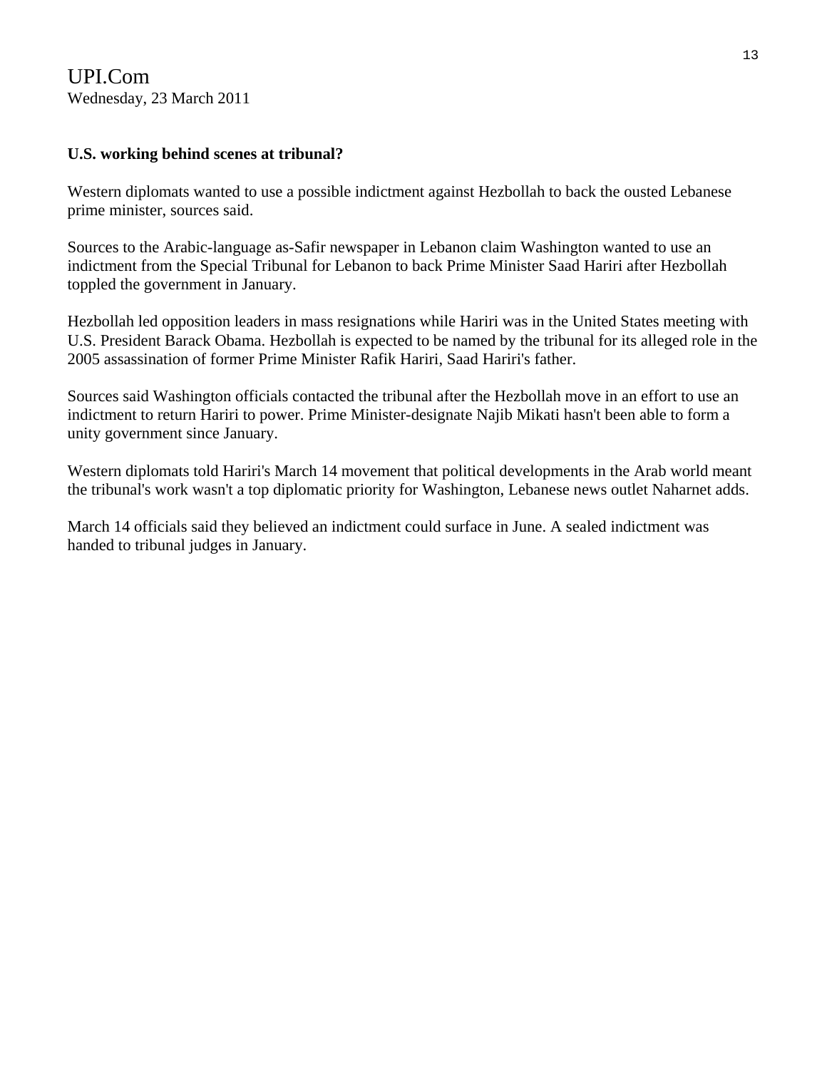UPI.Com
Wednesday, 23 March 2011

**U.S. working behind scenes at tribunal?**

Western diplomats wanted to use a possible indictment against Hezbollah to back the ousted Lebanese prime minister, sources said.

Sources to the Arabic-language as-Safir newspaper in Lebanon claim Washington wanted to use an indictment from the Special Tribunal for Lebanon to back Prime Minister Saad Hariri after Hezbollah toppled the government in January.

Hezbollah led opposition leaders in mass resignations while Hariri was in the United States meeting with U.S. President Barack Obama. Hezbollah is expected to be named by the tribunal for its alleged role in the 2005 assassination of former Prime Minister Rafik Hariri, Saad Hariri's father.

Sources said Washington officials contacted the tribunal after the Hezbollah move in an effort to use an indictment to return Hariri to power. Prime Minister-designate Najib Mikati hasn't been able to form a unity government since January.

Western diplomats told Hariri's March 14 movement that political developments in the Arab world meant the tribunal's work wasn't a top diplomatic priority for Washington, Lebanese news outlet Naharnet adds.

March 14 officials said they believed an indictment could surface in June. A sealed indictment was handed to tribunal judges in January.